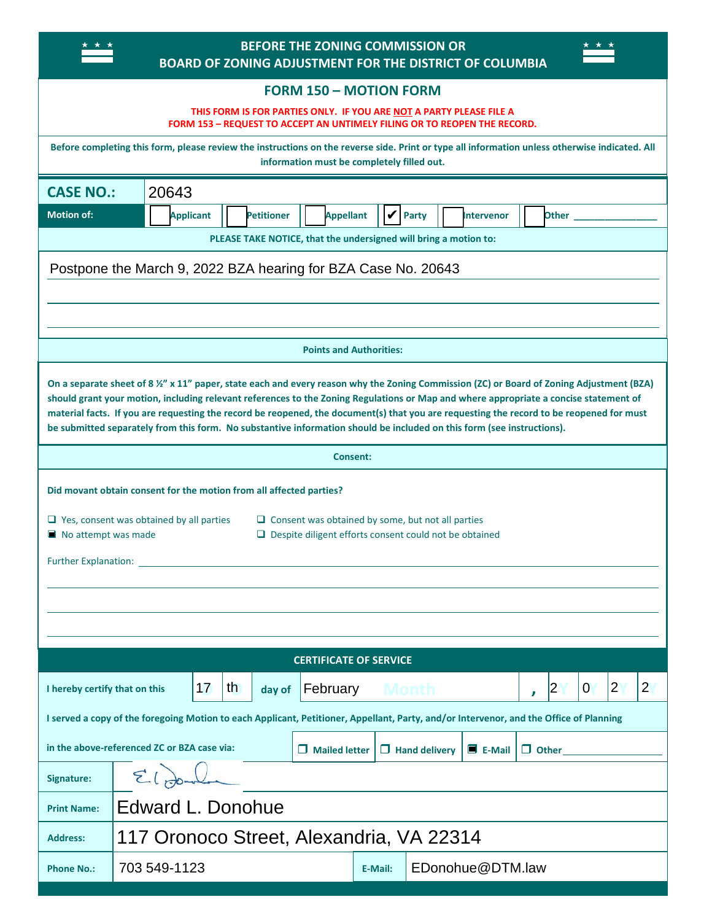# BEFORE THE ZONING COMMISSION OR BOARD OF ZONING ADJUSTMENT FOR THE DISTRICT OF COLUMBIA

## FORM 150 – MOTION FORM

**THIS FORM IS FOR PARTIES ONLY. IF YOU ARE NOT A PARTY PLEASE FILE A FORM 153 – REQUEST TO ACCEPT AN UNTIMELY FILING OR TO REOPEN THE RECORD.**

**Before completing this form, please review the instructions on the reverse side. Print or type all information unless otherwise indicated. All information must be completely filled out.**

| **CASE NO.:** | 20643 |
|---|---|
| **Motion of:** | ☐ Applicant ☐ Petitioner ☐ Appellant ☑ Party ☐ Intervenor ☐ Other ________ |

**PLEASE TAKE NOTICE, that the undersigned will bring a motion to:**

Postpone the March 9, 2022 BZA hearing for BZA Case No. 20643

**Points and Authorities:**

**On a separate sheet of 8 ½" x 11" paper, state each and every reason why the Zoning Commission (ZC) or Board of Zoning Adjustment (BZA) should grant your motion, including relevant references to the Zoning Regulations or Map and where appropriate a concise statement of material facts. If you are requesting the record be reopened, the document(s) that you are requesting the record to be reopened for must be submitted separately from this form. No substantive information should be included on this form (see instructions).**

**Consent:**

**Did movant obtain consent for the motion from all affected parties?**

- ☐ Yes, consent was obtained by all parties
- ☐ Consent was obtained by some, but not all parties
- ■ No attempt was made
- ☐ Despite diligent efforts consent could not be obtained

Further Explanation: ____________________

**CERTIFICATE OF SERVICE**

**I hereby certify that on this** 17 th **day of** February, 2022

**I served a copy of the foregoing Motion to each Applicant, Petitioner, Appellant, Party, and/or Intervenor, and the Office of Planning in the above-referenced ZC or BZA case via:** ☐ Mailed letter ☐ Hand delivery ■ E-Mail ☐ Other ________

| | |
|---|---|
| **Signature:** | E. L. Donohue (signature) |
| **Print Name:** | Edward L. Donohue |
| **Address:** | 117 Oronoco Street, Alexandria, VA 22314 |
| **Phone No.:** | 703 549-1123 |
| **E-Mail:** | EDonohue@DTM.law |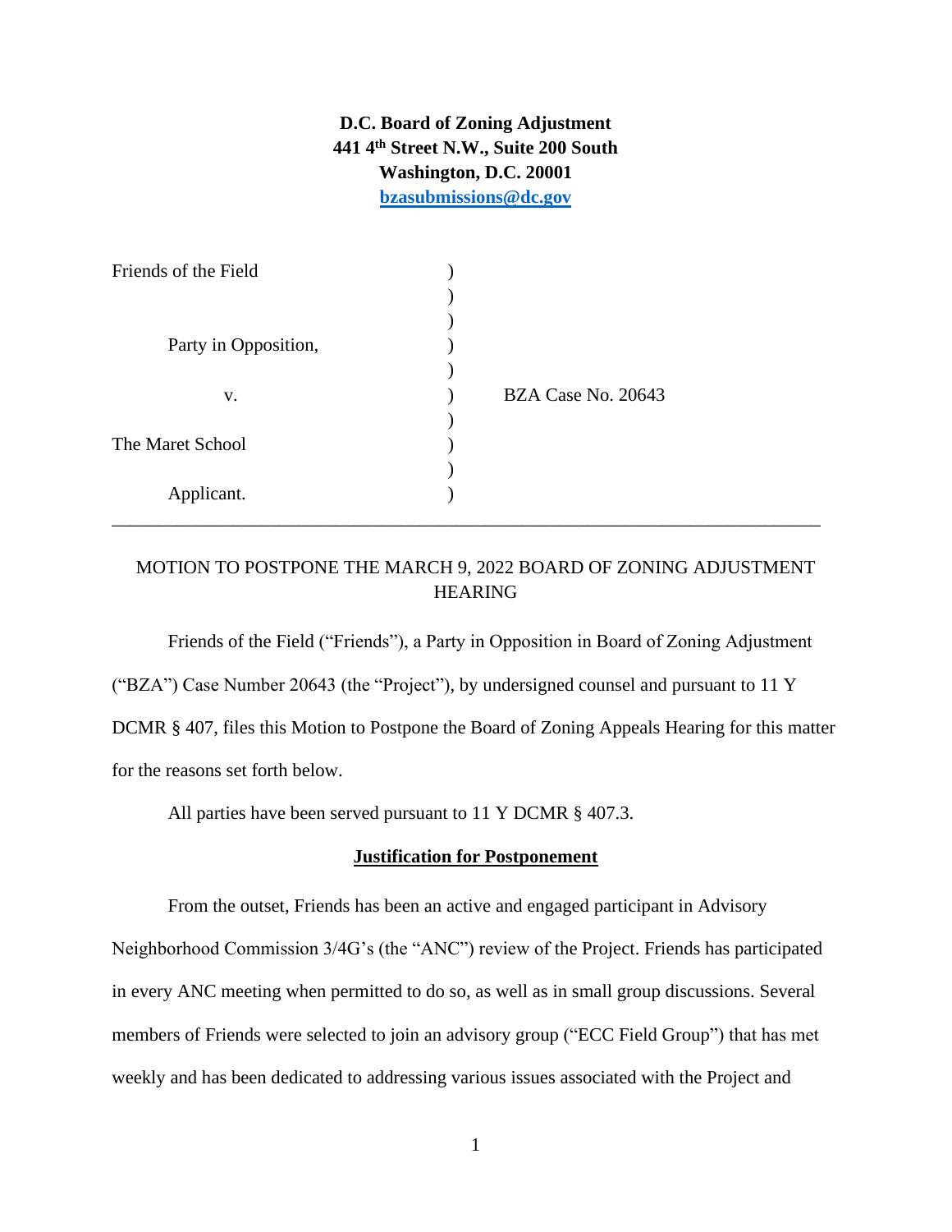**D.C. Board of Zoning Adjustment**
**441 4th Street N.W., Suite 200 South**
**Washington, D.C. 20001**
**bzasubmissions@dc.gov**

Friends of the Field )
)
Party in Opposition, )
)
v. ) BZA Case No. 20643
)
The Maret School )
)
Applicant. )

---

MOTION TO POSTPONE THE MARCH 9, 2022 BOARD OF ZONING ADJUSTMENT HEARING

Friends of the Field ("Friends"), a Party in Opposition in Board of Zoning Adjustment ("BZA") Case Number 20643 (the "Project"), by undersigned counsel and pursuant to 11 Y DCMR § 407, files this Motion to Postpone the Board of Zoning Appeals Hearing for this matter for the reasons set forth below.

All parties have been served pursuant to 11 Y DCMR § 407.3.

**Justification for Postponement**

From the outset, Friends has been an active and engaged participant in Advisory Neighborhood Commission 3/4G's (the "ANC") review of the Project. Friends has participated in every ANC meeting when permitted to do so, as well as in small group discussions. Several members of Friends were selected to join an advisory group ("ECC Field Group") that has met weekly and has been dedicated to addressing various issues associated with the Project and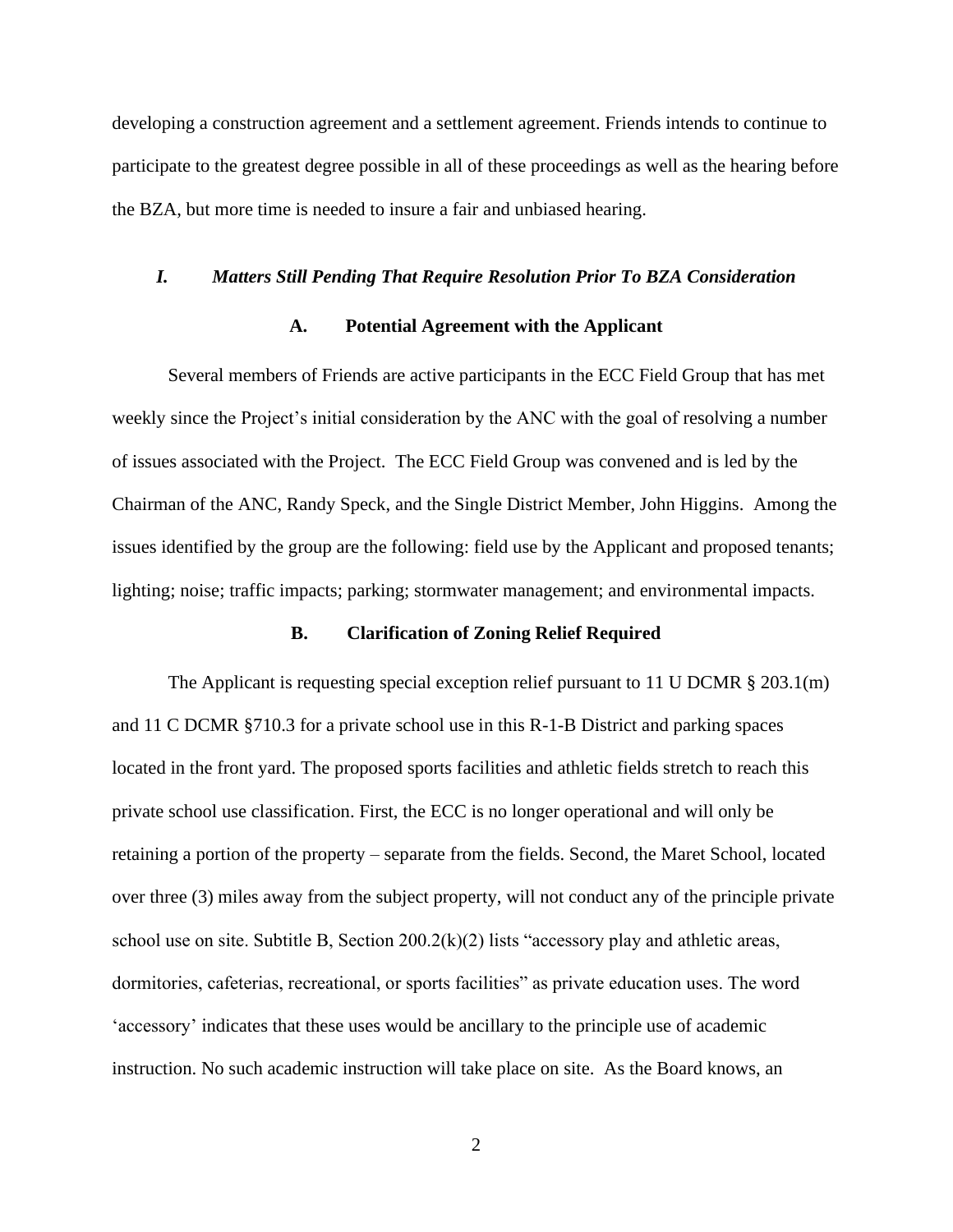developing a construction agreement and a settlement agreement. Friends intends to continue to participate to the greatest degree possible in all of these proceedings as well as the hearing before the BZA, but more time is needed to insure a fair and unbiased hearing.

## *I. Matters Still Pending That Require Resolution Prior To BZA Consideration*

### A. Potential Agreement with the Applicant

Several members of Friends are active participants in the ECC Field Group that has met weekly since the Project's initial consideration by the ANC with the goal of resolving a number of issues associated with the Project. The ECC Field Group was convened and is led by the Chairman of the ANC, Randy Speck, and the Single District Member, John Higgins. Among the issues identified by the group are the following: field use by the Applicant and proposed tenants; lighting; noise; traffic impacts; parking; stormwater management; and environmental impacts.

### B. Clarification of Zoning Relief Required

The Applicant is requesting special exception relief pursuant to 11 U DCMR § 203.1(m) and 11 C DCMR §710.3 for a private school use in this R-1-B District and parking spaces located in the front yard. The proposed sports facilities and athletic fields stretch to reach this private school use classification. First, the ECC is no longer operational and will only be retaining a portion of the property – separate from the fields. Second, the Maret School, located over three (3) miles away from the subject property, will not conduct any of the principle private school use on site. Subtitle B, Section 200.2(k)(2) lists "accessory play and athletic areas, dormitories, cafeterias, recreational, or sports facilities" as private education uses. The word 'accessory' indicates that these uses would be ancillary to the principle use of academic instruction. No such academic instruction will take place on site. As the Board knows, an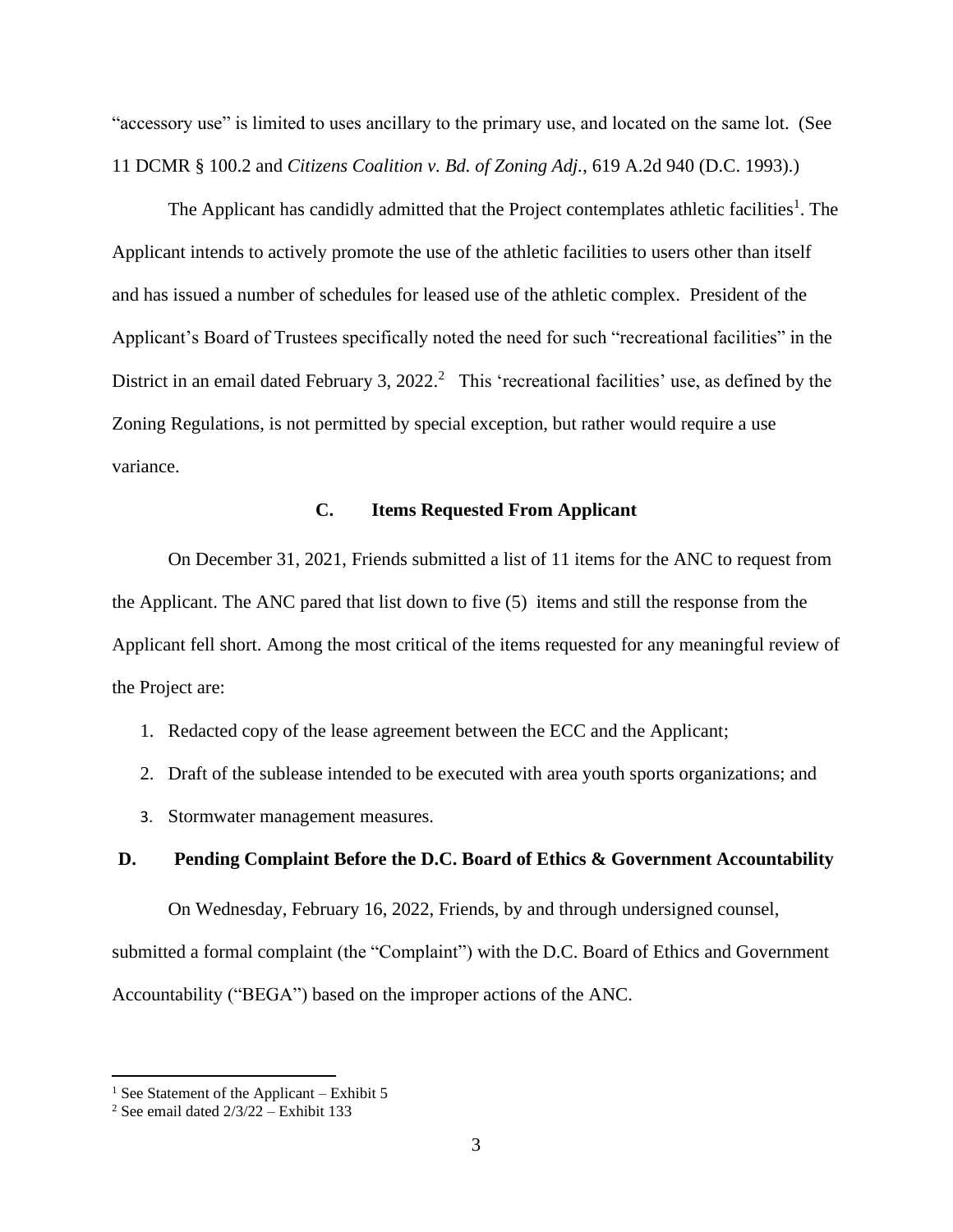"accessory use" is limited to uses ancillary to the primary use, and located on the same lot. (See 11 DCMR § 100.2 and *Citizens Coalition v. Bd. of Zoning Adj.*, 619 A.2d 940 (D.C. 1993).)

The Applicant has candidly admitted that the Project contemplates athletic facilities[1]. The Applicant intends to actively promote the use of the athletic facilities to users other than itself and has issued a number of schedules for leased use of the athletic complex. President of the Applicant's Board of Trustees specifically noted the need for such "recreational facilities" in the District in an email dated February 3, 2022.[2] This 'recreational facilities' use, as defined by the Zoning Regulations, is not permitted by special exception, but rather would require a use variance.

### C. Items Requested From Applicant

On December 31, 2021, Friends submitted a list of 11 items for the ANC to request from the Applicant. The ANC pared that list down to five (5) items and still the response from the Applicant fell short. Among the most critical of the items requested for any meaningful review of the Project are:

1. Redacted copy of the lease agreement between the ECC and the Applicant;
2. Draft of the sublease intended to be executed with area youth sports organizations; and
3. Stormwater management measures.

### D. Pending Complaint Before the D.C. Board of Ethics & Government Accountability

On Wednesday, February 16, 2022, Friends, by and through undersigned counsel, submitted a formal complaint (the "Complaint") with the D.C. Board of Ethics and Government Accountability ("BEGA") based on the improper actions of the ANC.

---

[1] See Statement of the Applicant – Exhibit 5

[2] See email dated 2/3/22 – Exhibit 133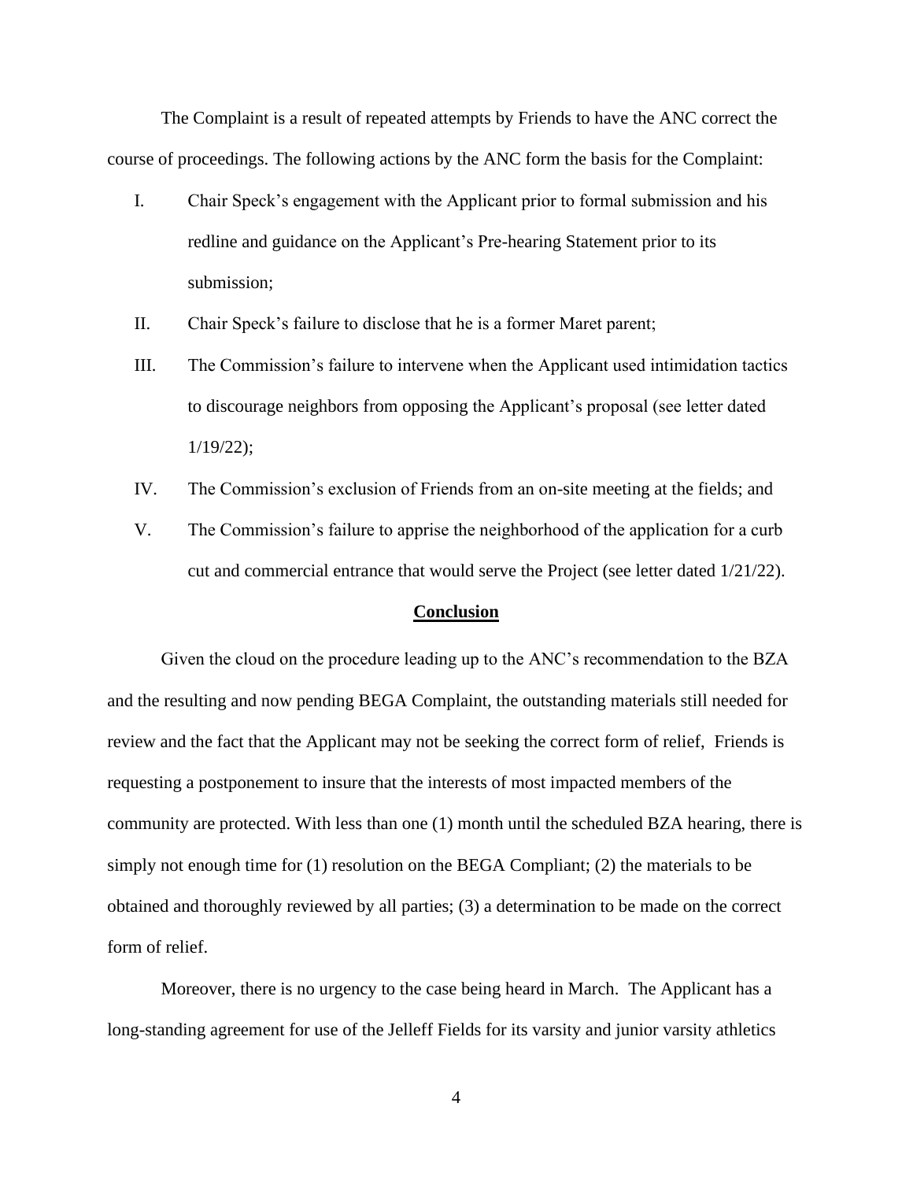The Complaint is a result of repeated attempts by Friends to have the ANC correct the course of proceedings. The following actions by the ANC form the basis for the Complaint:

I. Chair Speck's engagement with the Applicant prior to formal submission and his redline and guidance on the Applicant's Pre-hearing Statement prior to its submission;

II. Chair Speck's failure to disclose that he is a former Maret parent;

III. The Commission's failure to intervene when the Applicant used intimidation tactics to discourage neighbors from opposing the Applicant's proposal (see letter dated 1/19/22);

IV. The Commission's exclusion of Friends from an on-site meeting at the fields; and

V. The Commission's failure to apprise the neighborhood of the application for a curb cut and commercial entrance that would serve the Project (see letter dated 1/21/22).

**Conclusion**

Given the cloud on the procedure leading up to the ANC's recommendation to the BZA and the resulting and now pending BEGA Complaint, the outstanding materials still needed for review and the fact that the Applicant may not be seeking the correct form of relief, Friends is requesting a postponement to insure that the interests of most impacted members of the community are protected. With less than one (1) month until the scheduled BZA hearing, there is simply not enough time for (1) resolution on the BEGA Compliant; (2) the materials to be obtained and thoroughly reviewed by all parties; (3) a determination to be made on the correct form of relief.

Moreover, there is no urgency to the case being heard in March. The Applicant has a long-standing agreement for use of the Jelleff Fields for its varsity and junior varsity athletics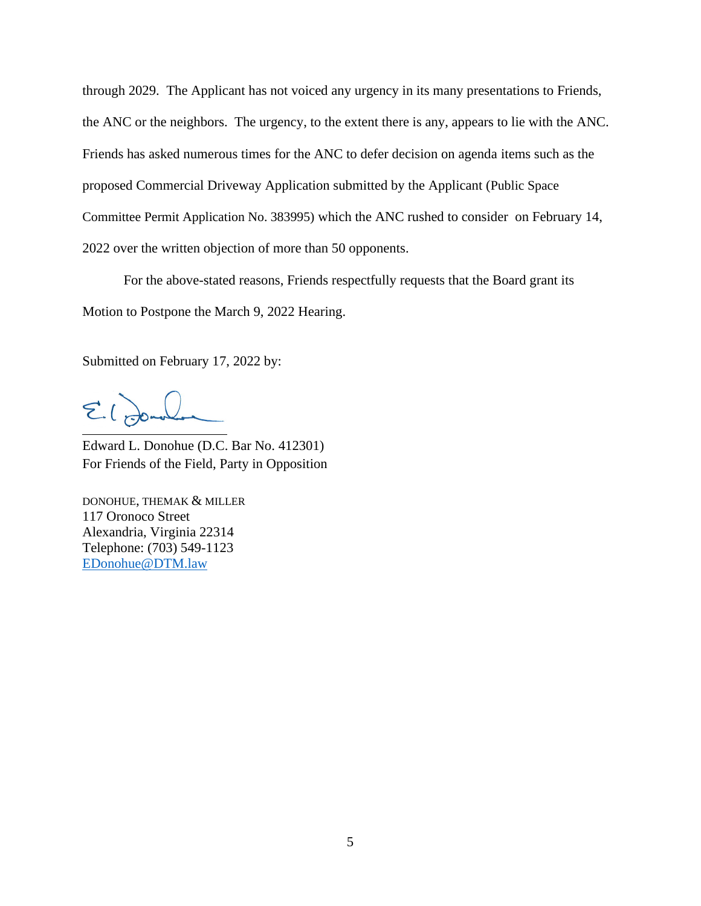through 2029. The Applicant has not voiced any urgency in its many presentations to Friends, the ANC or the neighbors. The urgency, to the extent there is any, appears to lie with the ANC. Friends has asked numerous times for the ANC to defer decision on agenda items such as the proposed Commercial Driveway Application submitted by the Applicant (Public Space Committee Permit Application No. 383995) which the ANC rushed to consider on February 14, 2022 over the written objection of more than 50 opponents.

For the above-stated reasons, Friends respectfully requests that the Board grant its Motion to Postpone the March 9, 2022 Hearing.

Submitted on February 17, 2022 by:

\_\_\_\_\_\_\_\_\_\_\_\_\_\_\_\_\_\_\_\_\_\_\_\_\_\_\_\_

Edward L. Donohue (D.C. Bar No. 412301)
For Friends of the Field, Party in Opposition

DONOHUE, THEMAK & MILLER
117 Oronoco Street
Alexandria, Virginia 22314
Telephone: (703) 549-1123
EDonohue@DTM.law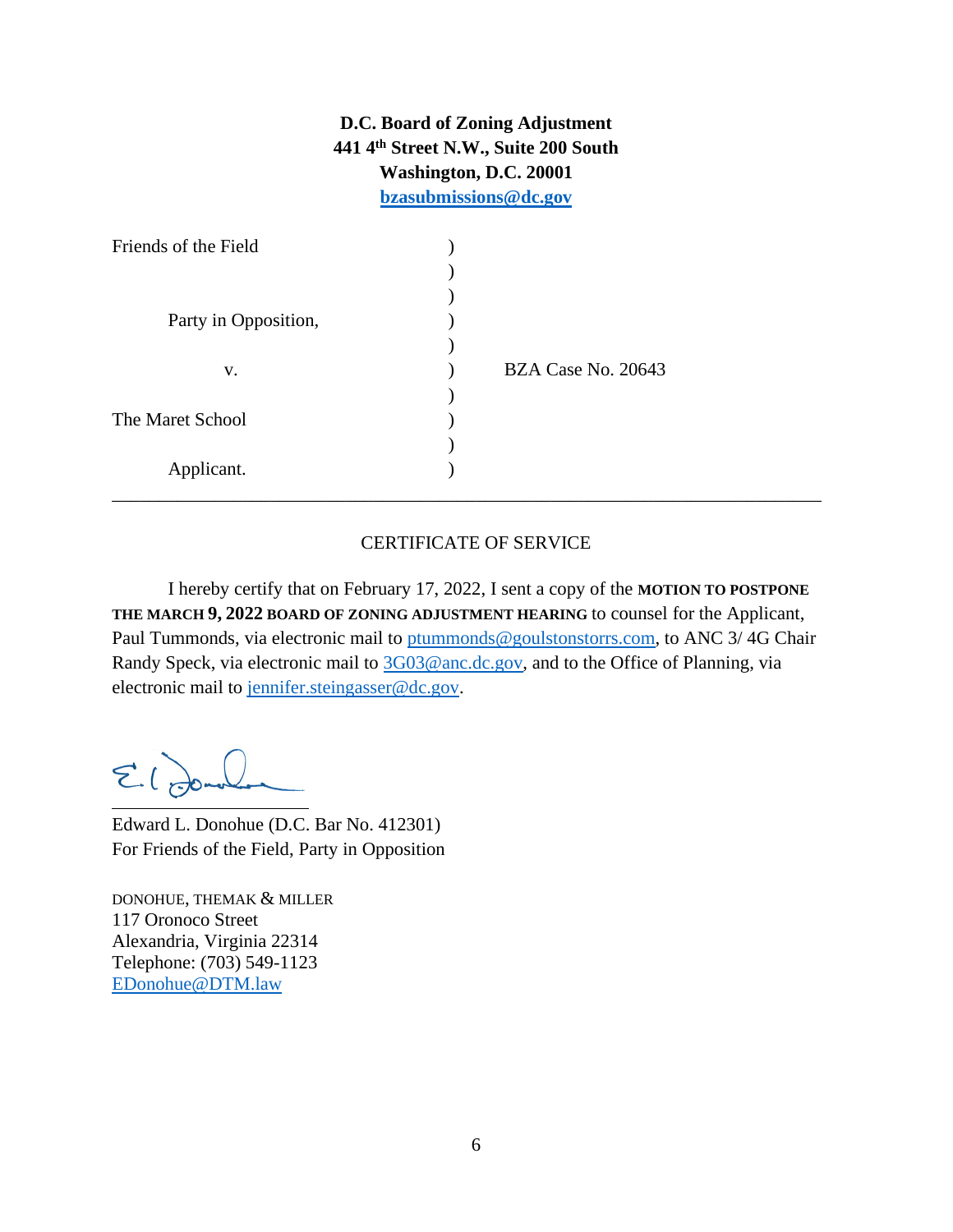**D.C. Board of Zoning Adjustment**
**441 4th Street N.W., Suite 200 South**
**Washington, D.C. 20001**
**bzasubmissions@dc.gov**

| | | |
|---|---|---|
| Friends of the Field | ) | |
| | ) | |
| | ) | |
| Party in Opposition, | ) | |
| | ) | |
| v. | ) | BZA Case No. 20643 |
| | ) | |
| The Maret School | ) | |
| | ) | |
| Applicant. | ) | |

---

CERTIFICATE OF SERVICE

I hereby certify that on February 17, 2022, I sent a copy of the **MOTION TO POSTPONE THE MARCH 9, 2022 BOARD OF ZONING ADJUSTMENT HEARING** to counsel for the Applicant, Paul Tummonds, via electronic mail to ptummonds@goulstonstorrs.com, to ANC 3/ 4G Chair Randy Speck, via electronic mail to 3G03@anc.dc.gov, and to the Office of Planning, via electronic mail to jennifer.steingasser@dc.gov.

Edward L. Donohue (D.C. Bar No. 412301)
For Friends of the Field, Party in Opposition

DONOHUE, THEMAK & MILLER
117 Oronoco Street
Alexandria, Virginia 22314
Telephone: (703) 549-1123
EDonohue@DTM.law